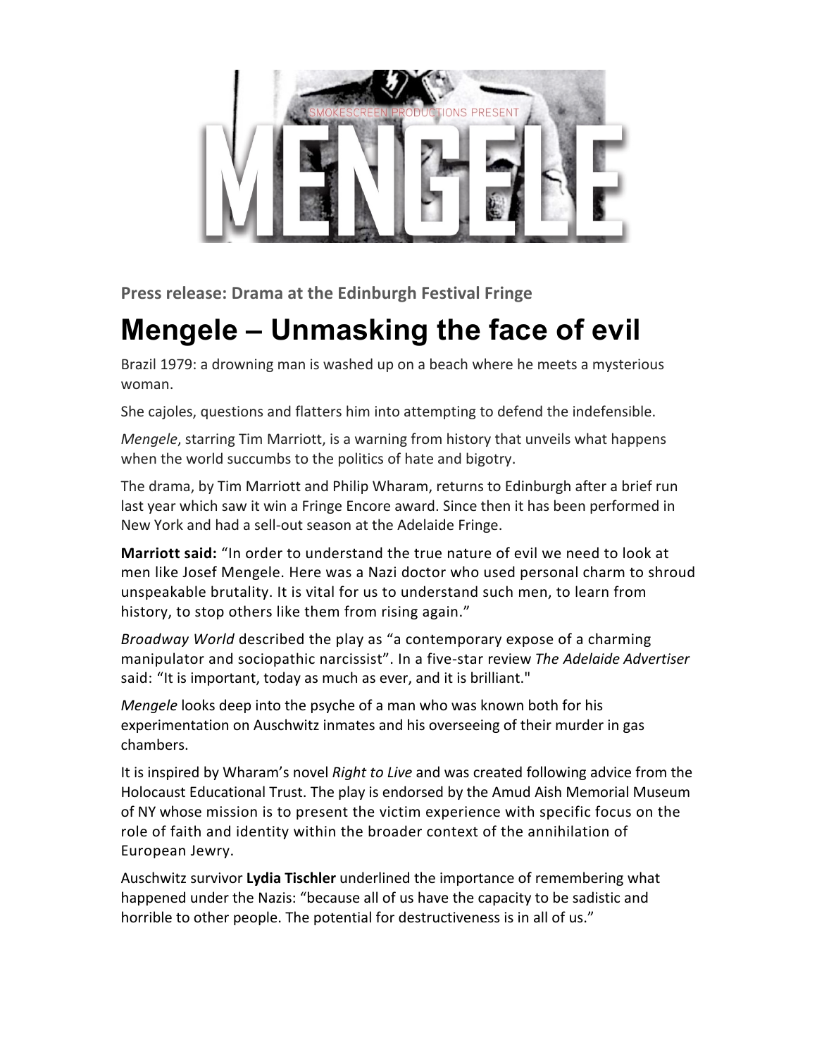SMOKESCREEN PRODUCTIONS PRESENT

# MENGELE

**Press release: Drama at the Edinburgh Festival Fringe**

## Mengele – Unmasking the face of evil

Brazil 1979: a drowning man is washed up on a beach where he meets a mysterious woman.

She cajoles, questions and flatters him into attempting to defend the indefensible.

*Mengele*, starring Tim Marriott, is a warning from history that unveils what happens when the world succumbs to the politics of hate and bigotry.

The drama, by Tim Marriott and Philip Wharam, returns to Edinburgh after a brief run last year which saw it win a Fringe Encore award. Since then it has been performed in New York and had a sell-out season at the Adelaide Fringe.

**Marriott said:** "In order to understand the true nature of evil we need to look at men like Josef Mengele. Here was a Nazi doctor who used personal charm to shroud unspeakable brutality. It is vital for us to understand such men, to learn from history, to stop others like them from rising again."

*Broadway World* described the play as "a contemporary expose of a charming manipulator and sociopathic narcissist". In a five-star review *The Adelaide Advertiser* said: "It is important, today as much as ever, and it is brilliant."

*Mengele* looks deep into the psyche of a man who was known both for his experimentation on Auschwitz inmates and his overseeing of their murder in gas chambers.

It is inspired by Wharam's novel *Right to Live* and was created following advice from the Holocaust Educational Trust. The play is endorsed by the Amud Aish Memorial Museum of NY whose mission is to present the victim experience with specific focus on the role of faith and identity within the broader context of the annihilation of European Jewry.

Auschwitz survivor **Lydia Tischler** underlined the importance of remembering what happened under the Nazis: "because all of us have the capacity to be sadistic and horrible to other people. The potential for destructiveness is in all of us."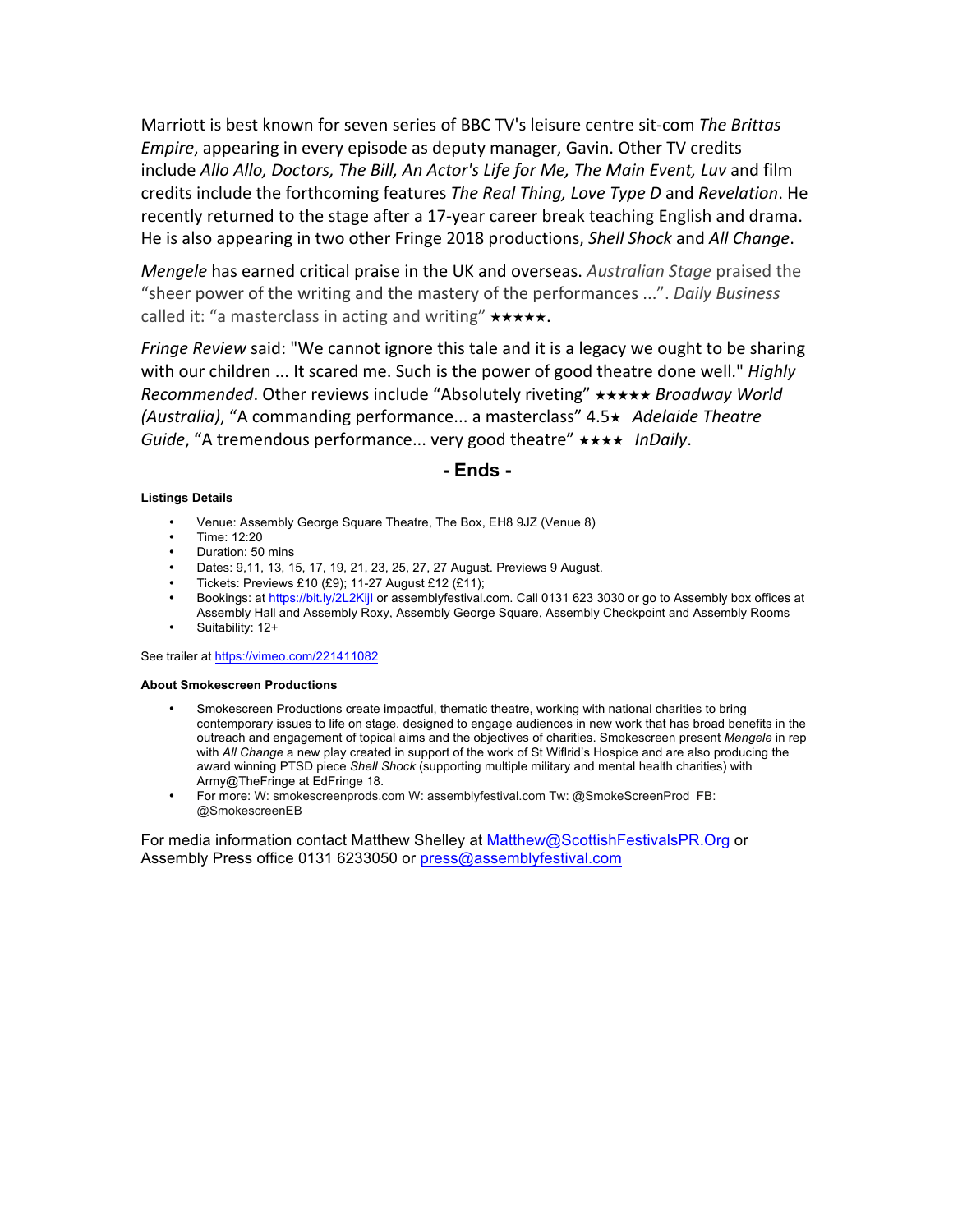Marriott is best known for seven series of BBC TV's leisure centre sit-com *The Brittas Empire*, appearing in every episode as deputy manager, Gavin. Other TV credits include *Allo Allo, Doctors, The Bill, An Actor's Life for Me, The Main Event, Luv* and film credits include the forthcoming features *The Real Thing, Love Type D* and *Revelation*. He recently returned to the stage after a 17-year career break teaching English and drama. He is also appearing in two other Fringe 2018 productions, *Shell Shock* and *All Change*.

*Mengele* has earned critical praise in the UK and overseas. *Australian Stage* praised the "sheer power of the writing and the mastery of the performances ...". *Daily Business* called it: "a masterclass in acting and writing" ★★★★★.

*Fringe Review* said: "We cannot ignore this tale and it is a legacy we ought to be sharing with our children ... It scared me. Such is the power of good theatre done well." *Highly Recommended*. Other reviews include "Absolutely riveting" ★★★★★ *Broadway World (Australia)*, "A commanding performance... a masterclass" 4.5★ *Adelaide Theatre Guide*, "A tremendous performance... very good theatre" ★★★★ *InDaily*.

**- Ends -**

**Listings Details**

- Venue: Assembly George Square Theatre, The Box, EH8 9JZ (Venue 8)
- Time: 12:20
- Duration: 50 mins
- Dates: 9,11, 13, 15, 17, 19, 21, 23, 25, 27, 27 August. Previews 9 August.
- Tickets: Previews £10 (£9); 11-27 August £12 (£11);
- Bookings: at https://bit.ly/2L2KijI or assemblyfestival.com. Call 0131 623 3030 or go to Assembly box offices at Assembly Hall and Assembly Roxy, Assembly George Square, Assembly Checkpoint and Assembly Rooms
- Suitability: 12+

See trailer at https://vimeo.com/221411082

**About Smokescreen Productions**

- Smokescreen Productions create impactful, thematic theatre, working with national charities to bring contemporary issues to life on stage, designed to engage audiences in new work that has broad benefits in the outreach and engagement of topical aims and the objectives of charities. Smokescreen present *Mengele* in rep with *All Change* a new play created in support of the work of St Wiflrid's Hospice and are also producing the award winning PTSD piece *Shell Shock* (supporting multiple military and mental health charities) with Army@TheFringe at EdFringe 18.
- For more: W: smokescreenprods.com W: assemblyfestival.com Tw: @SmokeScreenProd FB: @SmokescreenEB

For media information contact Matthew Shelley at Matthew@ScottishFestivalsPR.Org or Assembly Press office 0131 6233050 or press@assemblyfestival.com